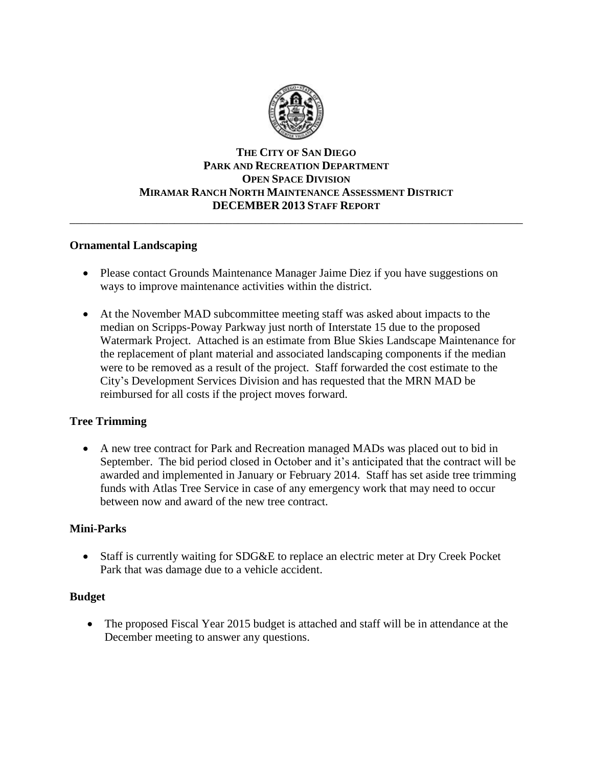# THE CITY OF SAN DIEGO
## PARK AND RECREATION DEPARTMENT
## OPEN SPACE DIVISION
## MIRAMAR RANCH NORTH MAINTENANCE ASSESSMENT DISTRICT
## DECEMBER 2013 STAFF REPORT

---

### Ornamental Landscaping

- Please contact Grounds Maintenance Manager Jaime Diez if you have suggestions on ways to improve maintenance activities within the district.
- At the November MAD subcommittee meeting staff was asked about impacts to the median on Scripps-Poway Parkway just north of Interstate 15 due to the proposed Watermark Project. Attached is an estimate from Blue Skies Landscape Maintenance for the replacement of plant material and associated landscaping components if the median were to be removed as a result of the project. Staff forwarded the cost estimate to the City's Development Services Division and has requested that the MRN MAD be reimbursed for all costs if the project moves forward.

### Tree Trimming

- A new tree contract for Park and Recreation managed MADs was placed out to bid in September. The bid period closed in October and it's anticipated that the contract will be awarded and implemented in January or February 2014. Staff has set aside tree trimming funds with Atlas Tree Service in case of any emergency work that may need to occur between now and award of the new tree contract.

### Mini-Parks

- Staff is currently waiting for SDG&E to replace an electric meter at Dry Creek Pocket Park that was damage due to a vehicle accident.

### Budget

- The proposed Fiscal Year 2015 budget is attached and staff will be in attendance at the December meeting to answer any questions.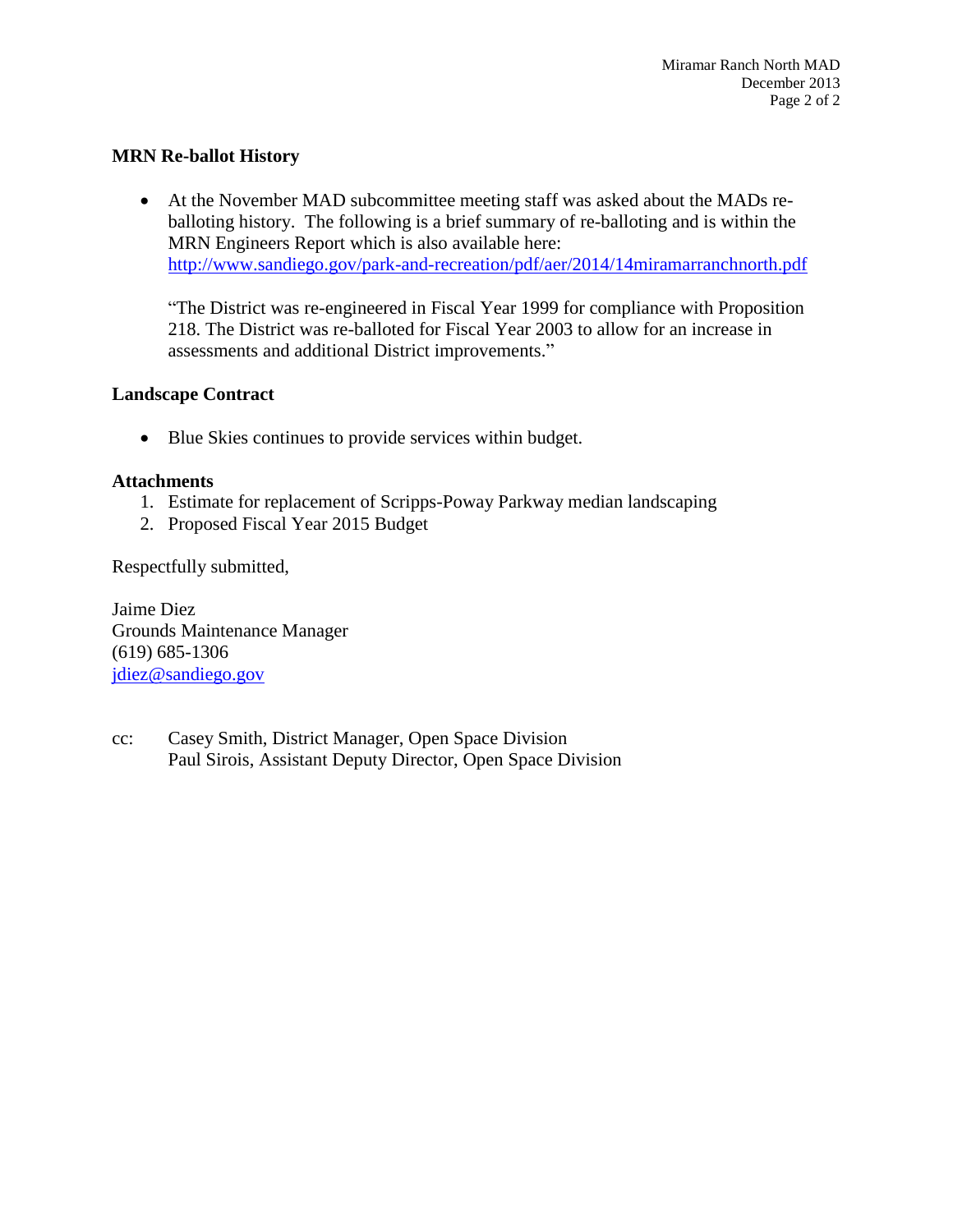## MRN Re-ballot History

- At the November MAD subcommittee meeting staff was asked about the MADs re-balloting history. The following is a brief summary of re-balloting and is within the MRN Engineers Report which is also available here: [http://www.sandiego.gov/park-and-recreation/pdf/aer/2014/14miramarranchnorth.pdf](http://www.sandiego.gov/park-and-recreation/pdf/aer/2014/14miramarranchnorth.pdf)

  "The District was re-engineered in Fiscal Year 1999 for compliance with Proposition 218. The District was re-balloted for Fiscal Year 2003 to allow for an increase in assessments and additional District improvements."

## Landscape Contract

- Blue Skies continues to provide services within budget.

## Attachments

1. Estimate for replacement of Scripps-Poway Parkway median landscaping
2. Proposed Fiscal Year 2015 Budget

Respectfully submitted,

Jaime Diez
Grounds Maintenance Manager
(619) 685-1306
[jdiez@sandiego.gov](mailto:jdiez@sandiego.gov)

cc: Casey Smith, District Manager, Open Space Division
Paul Sirois, Assistant Deputy Director, Open Space Division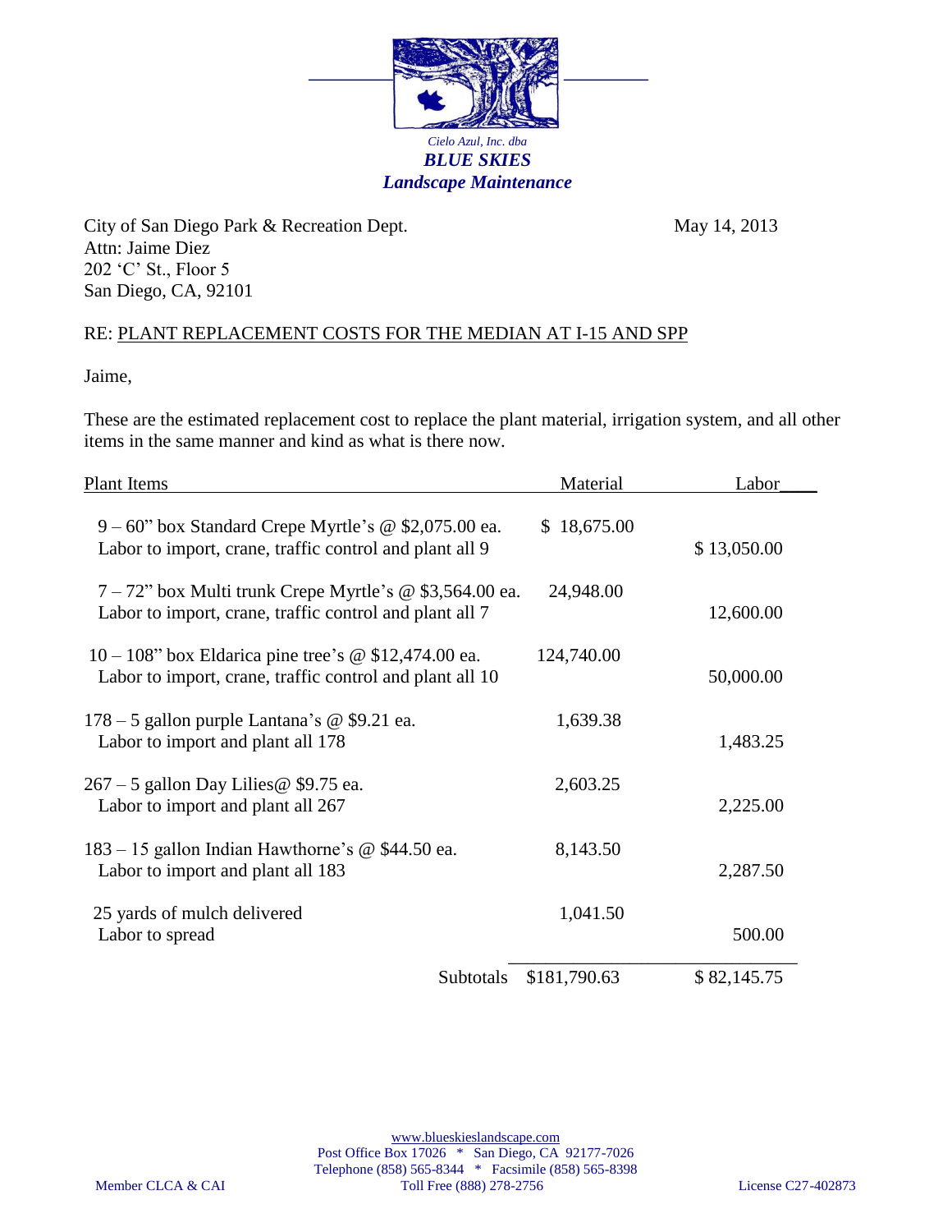*Cielo Azul, Inc. dba*
***BLUE SKIES***
***Landscape Maintenance***

City of San Diego Park & Recreation Dept.
Attn: Jaime Diez
202 'C' St., Floor 5
San Diego, CA, 92101

May 14, 2013

RE: PLANT REPLACEMENT COSTS FOR THE MEDIAN AT I-15 AND SPP

Jaime,

These are the estimated replacement cost to replace the plant material, irrigation system, and all other items in the same manner and kind as what is there now.

| Plant Items | Material | Labor |
|---|---|---|
| 9 – 60" box Standard Crepe Myrtle's @ $2,075.00 ea. | $ 18,675.00 | |
| Labor to import, crane, traffic control and plant all 9 | | $ 13,050.00 |
| 7 – 72" box Multi trunk Crepe Myrtle's @ $3,564.00 ea. | 24,948.00 | |
| Labor to import, crane, traffic control and plant all 7 | | 12,600.00 |
| 10 – 108" box Eldarica pine tree's @ $12,474.00 ea. | 124,740.00 | |
| Labor to import, crane, traffic control and plant all 10 | | 50,000.00 |
| 178 – 5 gallon purple Lantana's @ $9.21 ea. | 1,639.38 | |
| Labor to import and plant all 178 | | 1,483.25 |
| 267 – 5 gallon Day Lilies@ $9.75 ea. | 2,603.25 | |
| Labor to import and plant all 267 | | 2,225.00 |
| 183 – 15 gallon Indian Hawthorne's @ $44.50 ea. | 8,143.50 | |
| Labor to import and plant all 183 | | 2,287.50 |
| 25 yards of mulch delivered | 1,041.50 | |
| Labor to spread | | 500.00 |
| Subtotals | $181,790.63 | $ 82,145.75 |

www.blueskieslandscape.com
Post Office Box 17026 * San Diego, CA 92177-7026
Telephone (858) 565-8344 * Facsimile (858) 565-8398
Member CLCA & CAI    Toll Free (888) 278-2756    License C27-402873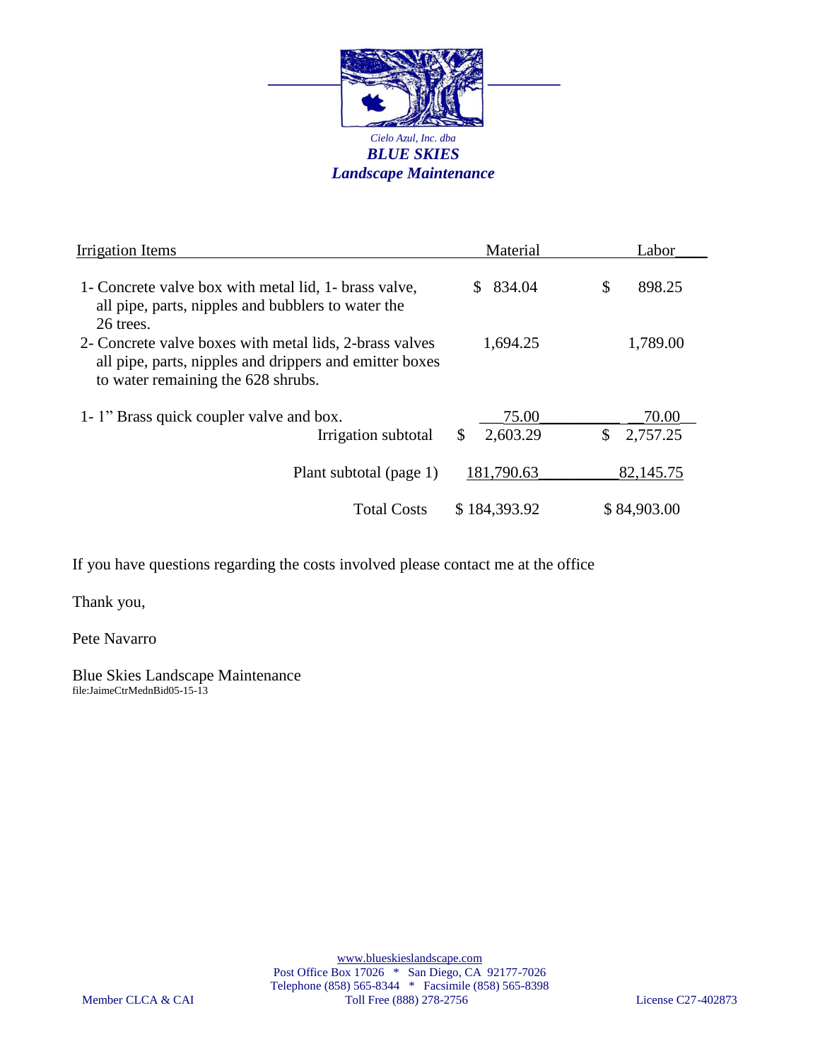*Cielo Azul, Inc. dba*

***BLUE SKIES***

***Landscape Maintenance***

| Irrigation Items | Material | Labor |
| --- | --- | --- |
| 1- Concrete valve box with metal lid, 1- brass valve, all pipe, parts, nipples and bubblers to water the 26 trees. | $ 834.04 | $ 898.25 |
| 2- Concrete valve boxes with metal lids, 2-brass valves all pipe, parts, nipples and drippers and emitter boxes to water remaining the 628 shrubs. | 1,694.25 | 1,789.00 |
| 1- 1" Brass quick coupler valve and box. | 75.00 | 70.00 |
| Irrigation subtotal | $ 2,603.29 | $ 2,757.25 |
| Plant subtotal (page 1) | 181,790.63 | 82,145.75 |
| Total Costs | $ 184,393.92 | $ 84,903.00 |

If you have questions regarding the costs involved please contact me at the office

Thank you,

Pete Navarro

Blue Skies Landscape Maintenance

file:JaimeCtrMednBid05-15-13

www.blueskieslandscape.com

Post Office Box 17026 * San Diego, CA 92177-7026

Telephone (858) 565-8344 * Facsimile (858) 565-8398

Member CLCA & CAI — Toll Free (888) 278-2756 — License C27-402873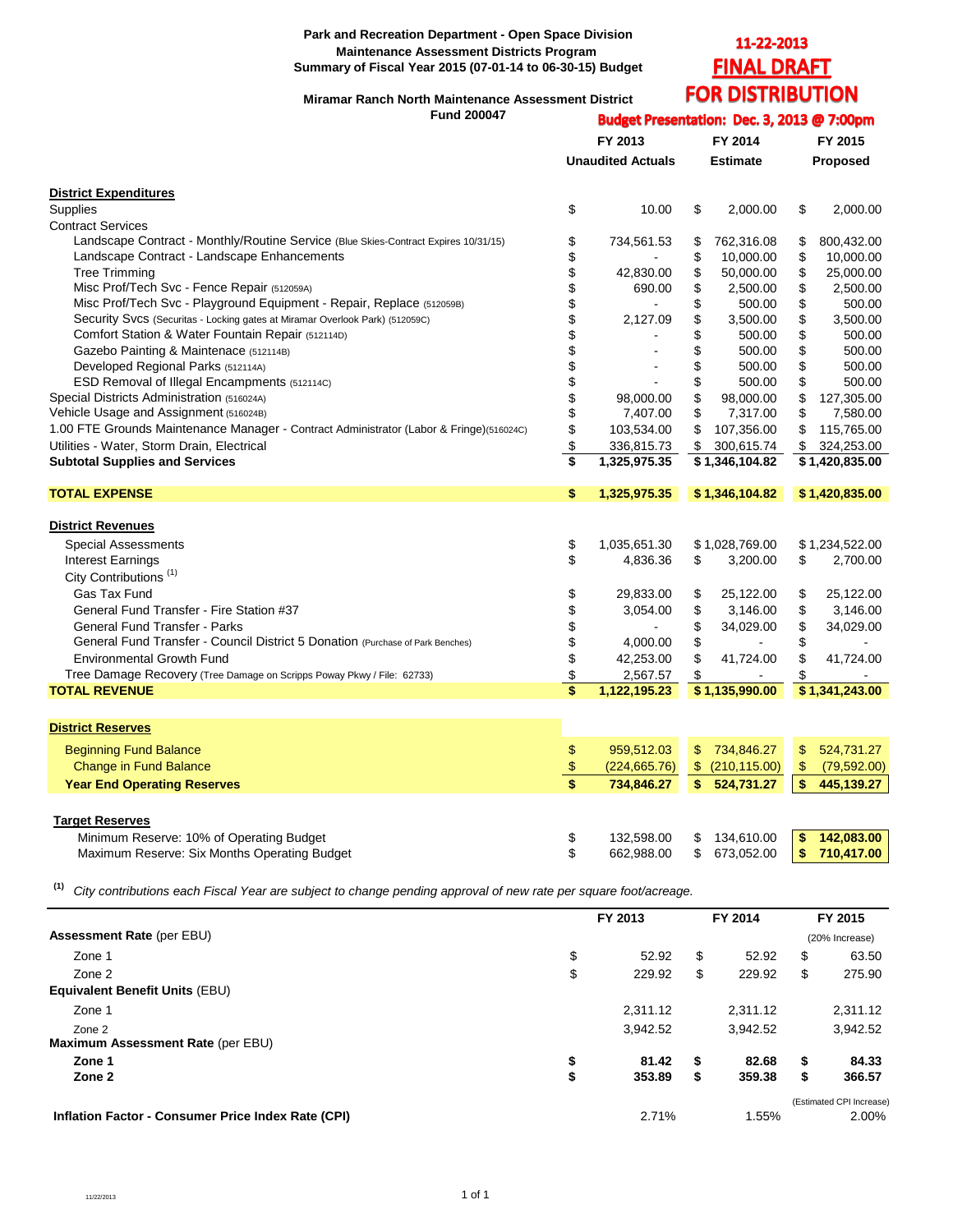**Park and Recreation Department - Open Space Division**
**Maintenance Assessment Districts Program**
**Summary of Fiscal Year 2015 (07-01-14 to 06-30-15) Budget**

**11-22-2013**
**FINAL DRAFT**
**FOR DISTRIBUTION**

**Miramar Ranch North Maintenance Assessment District**
**Fund 200047**

**Budget Presentation: Dec. 3, 2013 @ 7:00pm**

| | FY 2013 Unaudited Actuals | FY 2014 Estimate | FY 2015 Proposed |
|---|---|---|---|
| **District Expenditures** | | | |
| Supplies | $ 10.00 | $ 2,000.00 | $ 2,000.00 |
| Contract Services | | | |
| Landscape Contract - Monthly/Routine Service (Blue Skies-Contract Expires 10/31/15) | $ 734,561.53 | $ 762,316.08 | $ 800,432.00 |
| Landscape Contract - Landscape Enhancements | $ - | $ 10,000.00 | $ 10,000.00 |
| Tree Trimming | $ 42,830.00 | $ 50,000.00 | $ 25,000.00 |
| Misc Prof/Tech Svc - Fence Repair (512059A) | $ 690.00 | $ 2,500.00 | $ 2,500.00 |
| Misc Prof/Tech Svc - Playground Equipment - Repair, Replace (512059B) | $ - | $ 500.00 | $ 500.00 |
| Security Svcs (Securitas - Locking gates at Miramar Overlook Park) (512059C) | $ 2,127.09 | $ 3,500.00 | $ 3,500.00 |
| Comfort Station & Water Fountain Repair (512114D) | $ - | $ 500.00 | $ 500.00 |
| Gazebo Painting & Maintenace (512114B) | $ - | $ 500.00 | $ 500.00 |
| Developed Regional Parks (512114A) | $ - | $ 500.00 | $ 500.00 |
| ESD Removal of Illegal Encampments (512114C) | $ - | $ 500.00 | $ 500.00 |
| Special Districts Administration (516024A) | $ 98,000.00 | $ 98,000.00 | $ 127,305.00 |
| Vehicle Usage and Assignment (516024B) | $ 7,407.00 | $ 7,317.00 | $ 7,580.00 |
| 1.00 FTE Grounds Maintenance Manager - Contract Administrator (Labor & Fringe)(516024C) | $ 103,534.00 | $ 107,356.00 | $ 115,765.00 |
| Utilities - Water, Storm Drain, Electrical | $ 336,815.73 | $ 300,615.74 | $ 324,253.00 |
| **Subtotal Supplies and Services** | **$ 1,325,975.35** | **$ 1,346,104.82** | **$ 1,420,835.00** |
| **TOTAL EXPENSE** | **$ 1,325,975.35** | **$ 1,346,104.82** | **$ 1,420,835.00** |
| **District Revenues** | | | |
| Special Assessments | $ 1,035,651.30 | $ 1,028,769.00 | $ 1,234,522.00 |
| Interest Earnings | $ 4,836.36 | $ 3,200.00 | $ 2,700.00 |
| City Contributions [(1)] | | | |
| Gas Tax Fund | $ 29,833.00 | $ 25,122.00 | $ 25,122.00 |
| General Fund Transfer - Fire Station #37 | $ 3,054.00 | $ 3,146.00 | $ 3,146.00 |
| General Fund Transfer - Parks | $ - | $ 34,029.00 | $ 34,029.00 |
| General Fund Transfer - Council District 5 Donation (Purchase of Park Benches) | $ 4,000.00 | $ - | $ - |
| Environmental Growth Fund | $ 42,253.00 | $ 41,724.00 | $ 41,724.00 |
| Tree Damage Recovery (Tree Damage on Scripps Poway Pkwy / File: 62733) | $ 2,567.57 | $ - | $ - |
| **TOTAL REVENUE** | **$ 1,122,195.23** | **$ 1,135,990.00** | **$ 1,341,243.00** |
| **District Reserves** | | | |
| Beginning Fund Balance | $ 959,512.03 | $ 734,846.27 | $ 524,731.27 |
| Change in Fund Balance | $ (224,665.76) | $ (210,115.00) | $ (79,592.00) |
| **Year End Operating Reserves** | **$ 734,846.27** | **$ 524,731.27** | **$ 445,139.27** |
| **Target Reserves** | | | |
| Minimum Reserve: 10% of Operating Budget | $ 132,598.00 | $ 134,610.00 | **$ 142,083.00** |
| Maximum Reserve: Six Months Operating Budget | $ 662,988.00 | $ 673,052.00 | **$ 710,417.00** |

[(1)] *City contributions each Fiscal Year are subject to change pending approval of new rate per square foot/acreage.*

| | FY 2013 | FY 2014 | FY 2015 |
|---|---|---|---|
| **Assessment Rate** (per EBU) | | | (20% Increase) |
| Zone 1 | $ 52.92 | $ 52.92 | $ 63.50 |
| Zone 2 | $ 229.92 | $ 229.92 | $ 275.90 |
| **Equivalent Benefit Units** (EBU) | | | |
| Zone 1 | 2,311.12 | 2,311.12 | 2,311.12 |
| Zone 2 | 3,942.52 | 3,942.52 | 3,942.52 |
| **Maximum Assessment Rate** (per EBU) | | | |
| **Zone 1** | **$ 81.42** | **$ 82.68** | **$ 84.33** |
| **Zone 2** | **$ 353.89** | **$ 359.38** | **$ 366.57** |
| | | | (Estimated CPI Increase) |
| **Inflation Factor - Consumer Price Index Rate (CPI)** | 2.71% | 1.55% | 2.00% |

11/22/2013